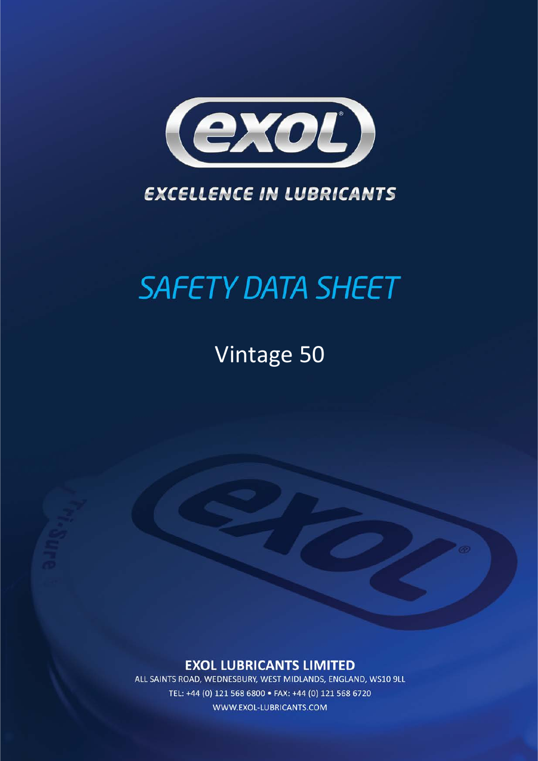EXCELLENCE IN LUBRICANTS

# SAFETY DATA SHEET

## Vintage 50

**EXOL LUBRICANTS LIMITED**

ALL SAINTS ROAD, WEDNESBURY, WEST MIDLANDS, ENGLAND, WS10 9LL

TEL: +44 (0) 121 568 6800 • FAX: +44 (0) 121 568 6720

WWW.EXOL-LUBRICANTS.COM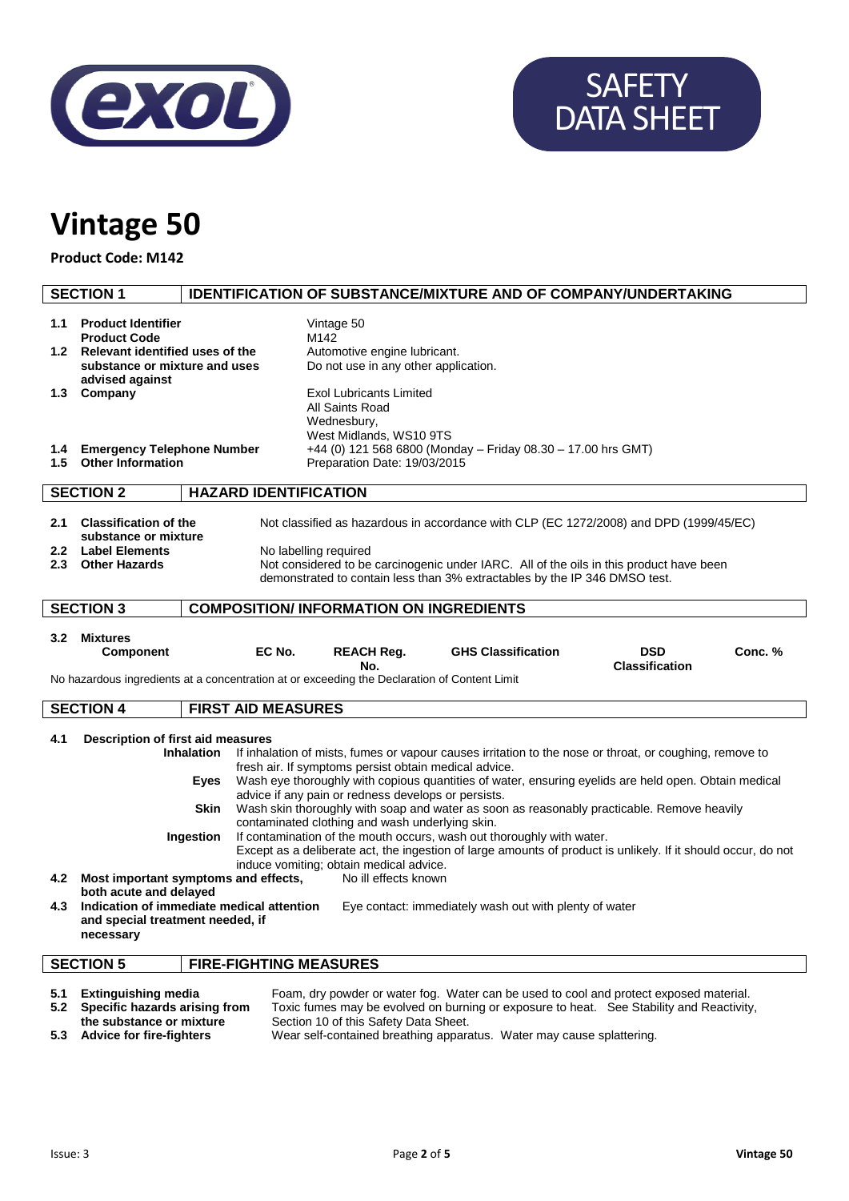SAFETY DATA SHEET

# Vintage 50

**Product Code: M142**

## SECTION 1 IDENTIFICATION OF SUBSTANCE/MIXTURE AND OF COMPANY/UNDERTAKING

| | | |
|---|---|---|
| 1.1 | **Product Identifier** | Vintage 50 |
| | **Product Code** | M142 |
| 1.2 | **Relevant identified uses of the substance or mixture and uses advised against** | Automotive engine lubricant. Do not use in any other application. |
| 1.3 | **Company** | Exol Lubricants Limited<br>All Saints Road<br>Wednesbury,<br>West Midlands, WS10 9TS |
| 1.4 | **Emergency Telephone Number** | +44 (0) 121 568 6800 (Monday – Friday 08.30 – 17.00 hrs GMT) |
| 1.5 | **Other Information** | Preparation Date: 19/03/2015 |

## SECTION 2 HAZARD IDENTIFICATION

| | | |
|---|---|---|
| 2.1 | **Classification of the substance or mixture** | Not classified as hazardous in accordance with CLP (EC 1272/2008) and DPD (1999/45/EC) |
| 2.2 | **Label Elements** | No labelling required |
| 2.3 | **Other Hazards** | Not considered to be carcinogenic under IARC. All of the oils in this product have been demonstrated to contain less than 3% extractables by the IP 346 DMSO test. |

## SECTION 3 COMPOSITION/ INFORMATION ON INGREDIENTS

**3.2 Mixtures**

| Component | EC No. | REACH Reg. No. | GHS Classification | DSD Classification | Conc. % |
|---|---|---|---|---|---|

No hazardous ingredients at a concentration at or exceeding the Declaration of Content Limit

## SECTION 4 FIRST AID MEASURES

**4.1 Description of first aid measures**

**Inhalation** If inhalation of mists, fumes or vapour causes irritation to the nose or throat, or coughing, remove to fresh air. If symptoms persist obtain medical advice.

**Eyes** Wash eye thoroughly with copious quantities of water, ensuring eyelids are held open. Obtain medical advice if any pain or redness develops or persists.

**Skin** Wash skin thoroughly with soap and water as soon as reasonably practicable. Remove heavily contaminated clothing and wash underlying skin.

**Ingestion** If contamination of the mouth occurs, wash out thoroughly with water.
Except as a deliberate act, the ingestion of large amounts of product is unlikely. If it should occur, do not induce vomiting; obtain medical advice.

| | | |
|---|---|---|
| 4.2 | **Most important symptoms and effects, both acute and delayed** | No ill effects known |
| 4.3 | **Indication of immediate medical attention and special treatment needed, if necessary** | Eye contact: immediately wash out with plenty of water |

## SECTION 5 FIRE-FIGHTING MEASURES

| | | |
|---|---|---|
| 5.1 | **Extinguishing media** | Foam, dry powder or water fog. Water can be used to cool and protect exposed material. |
| 5.2 | **Specific hazards arising from the substance or mixture** | Toxic fumes may be evolved on burning or exposure to heat. See Stability and Reactivity, Section 10 of this Safety Data Sheet. |
| 5.3 | **Advice for fire-fighters** | Wear self-contained breathing apparatus. Water may cause splattering. |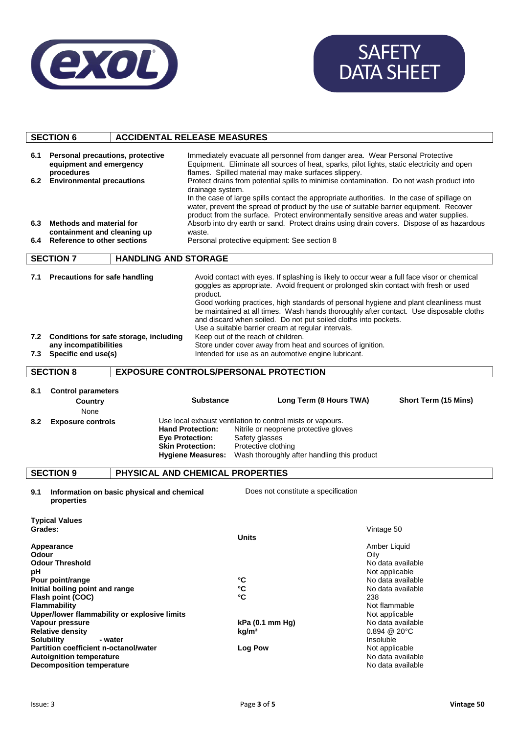## SECTION 6 ACCIDENTAL RELEASE MEASURES

**6.1 Personal precautions, protective equipment and emergency procedures**
Immediately evacuate all personnel from danger area. Wear Personal Protective Equipment. Eliminate all sources of heat, sparks, pilot lights, static electricity and open flames. Spilled material may make surfaces slippery.

**6.2 Environmental precautions**
Protect drains from potential spills to minimise contamination. Do not wash product into drainage system.
In the case of large spills contact the appropriate authorities. In the case of spillage on water, prevent the spread of product by the use of suitable barrier equipment. Recover product from the surface. Protect environmentally sensitive areas and water supplies.

**6.3 Methods and material for containment and cleaning up**
Absorb into dry earth or sand. Protect drains using drain covers. Dispose of as hazardous waste.

**6.4 Reference to other sections**
Personal protective equipment: See section 8

## SECTION 7 HANDLING AND STORAGE

**7.1 Precautions for safe handling**
Avoid contact with eyes. If splashing is likely to occur wear a full face visor or chemical goggles as appropriate. Avoid frequent or prolonged skin contact with fresh or used product.
Good working practices, high standards of personal hygiene and plant cleanliness must be maintained at all times. Wash hands thoroughly after contact. Use disposable cloths and discard when soiled. Do not put soiled cloths into pockets.
Use a suitable barrier cream at regular intervals.

**7.2 Conditions for safe storage, including any incompatibilities**
Keep out of the reach of children.
Store under cover away from heat and sources of ignition.

**7.3 Specific end use(s)**
Intended for use as an automotive engine lubricant.

## SECTION 8 EXPOSURE CONTROLS/PERSONAL PROTECTION

**8.1 Control parameters**

| Country | Substance | Long Term (8 Hours TWA) | Short Term (15 Mins) |
|---|---|---|---|
| None | | | |

**8.2 Exposure controls**
Use local exhaust ventilation to control mists or vapours.

**Hand Protection:** Nitrile or neoprene protective gloves
**Eye Protection:** Safety glasses
**Skin Protection:** Protective clothing
**Hygiene Measures:** Wash thoroughly after handling this product

## SECTION 9 PHYSICAL AND CHEMICAL PROPERTIES

**9.1 Information on basic physical and chemical properties**
Does not constitute a specification

**Typical Values**

| Grades: | Units | Vintage 50 |
|---|---|---|
| **Appearance** | | Amber Liquid |
| **Odour** | | Oily |
| **Odour Threshold** | | No data available |
| **pH** | | Not applicable |
| **Pour point/range** | °C | No data available |
| **Initial boiling point and range** | °C | No data available |
| **Flash point (COC)** | °C | 238 |
| **Flammability** | | Not flammable |
| **Upper/lower flammability or explosive limits** | | Not applicable |
| **Vapour pressure** | kPa (0.1 mm Hg) | No data available |
| **Relative density** | kg/m³ | 0.894 @ 20°C |
| **Solubility - water** | | Insoluble |
| **Partition coefficient n-octanol/water** | Log Pow | Not applicable |
| **Autoignition temperature** | | No data available |
| **Decomposition temperature** | | No data available |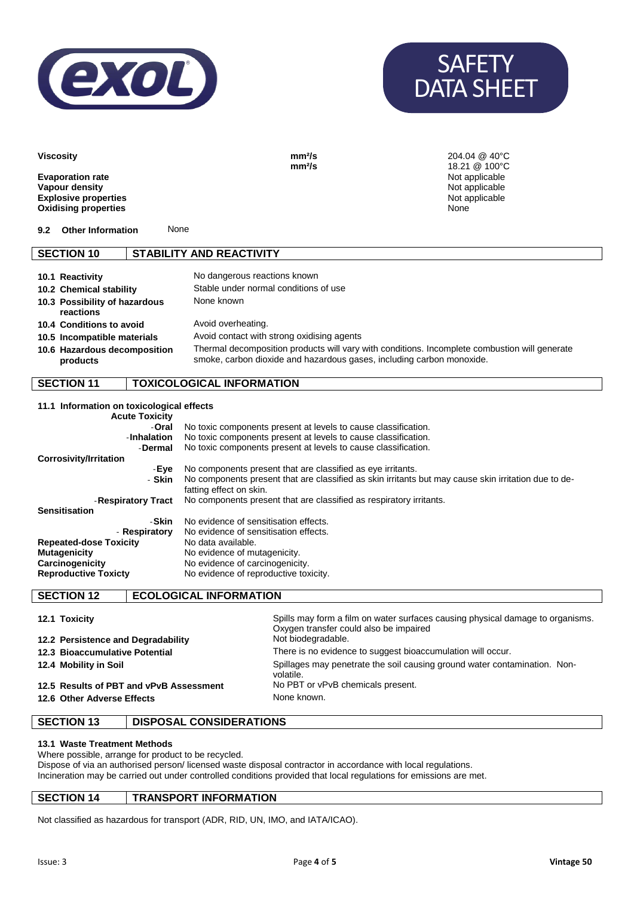| | | |
|---|---|---|
| **Viscosity** | $mm^2/s$ | 204.04 @ 40°C |
| | $mm^2/s$ | 18.21 @ 100°C |
| **Evaporation rate** | | Not applicable |
| **Vapour density** | | Not applicable |
| **Explosive properties** | | Not applicable |
| **Oxidising properties** | | None |

**9.2 Other Information** None

## SECTION 10 STABILITY AND REACTIVITY

| | |
|---|---|
| **10.1 Reactivity** | No dangerous reactions known |
| **10.2 Chemical stability** | Stable under normal conditions of use |
| **10.3 Possibility of hazardous reactions** | None known |
| **10.4 Conditions to avoid** | Avoid overheating. |
| **10.5 Incompatible materials** | Avoid contact with strong oxidising agents |
| **10.6 Hazardous decomposition products** | Thermal decomposition products will vary with conditions. Incomplete combustion will generate smoke, carbon dioxide and hazardous gases, including carbon monoxide. |

## SECTION 11 TOXICOLOGICAL INFORMATION

**11.1 Information on toxicological effects**

| | |
|---|---|
| **Acute Toxicity** | |
| -**Oral** | No toxic components present at levels to cause classification. |
| -**Inhalation** | No toxic components present at levels to cause classification. |
| -**Dermal** | No toxic components present at levels to cause classification. |
| **Corrosivity/Irritation** | |
| -**Eye** | No components present that are classified as eye irritants. |
| - **Skin** | No components present that are classified as skin irritants but may cause skin irritation due to de-fatting effect on skin. |
| -**Respiratory Tract** | No components present that are classified as respiratory irritants. |
| **Sensitisation** | |
| -**Skin** | No evidence of sensitisation effects. |
| - **Respiratory** | No evidence of sensitisation effects. |
| **Repeated-dose Toxicity** | No data available. |
| **Mutagenicity** | No evidence of mutagenicity. |
| **Carcinogenicity** | No evidence of carcinogenicity. |
| **Reproductive Toxicty** | No evidence of reproductive toxicity. |

## SECTION 12 ECOLOGICAL INFORMATION

| | |
|---|---|
| **12.1 Toxicity** | Spills may form a film on water surfaces causing physical damage to organisms. Oxygen transfer could also be impaired |
| **12.2 Persistence and Degradability** | Not biodegradable. |
| **12.3 Bioaccumulative Potential** | There is no evidence to suggest bioaccumulation will occur. |
| **12.4 Mobility in Soil** | Spillages may penetrate the soil causing ground water contamination. Non-volatile. |
| **12.5 Results of PBT and vPvB Assessment** | No PBT or vPvB chemicals present. |
| **12.6 Other Adverse Effects** | None known. |

## SECTION 13 DISPOSAL CONSIDERATIONS

**13.1 Waste Treatment Methods**

Where possible, arrange for product to be recycled.
Dispose of via an authorised person/ licensed waste disposal contractor in accordance with local regulations.
Incineration may be carried out under controlled conditions provided that local regulations for emissions are met.

## SECTION 14 TRANSPORT INFORMATION

Not classified as hazardous for transport (ADR, RID, UN, IMO, and IATA/ICAO).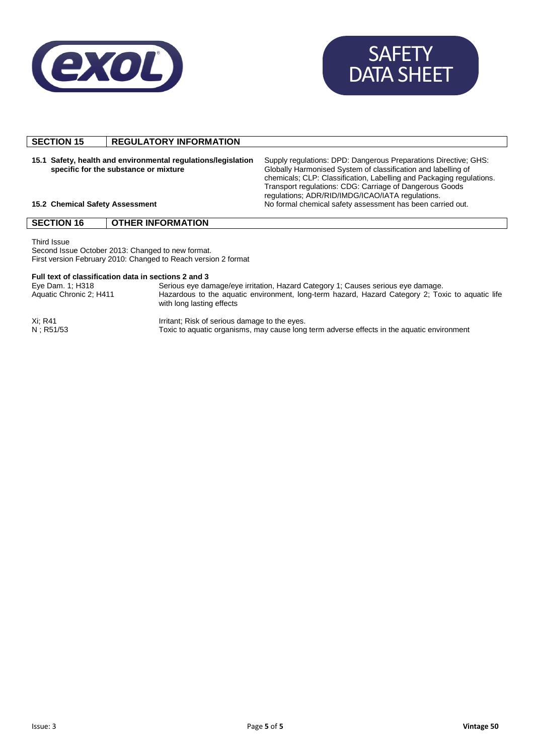## SECTION 15 REGULATORY INFORMATION

**15.1 Safety, health and environmental regulations/legislation specific for the substance or mixture**

Supply regulations: DPD: Dangerous Preparations Directive; GHS: Globally Harmonised System of classification and labelling of chemicals; CLP: Classification, Labelling and Packaging regulations. Transport regulations: CDG: Carriage of Dangerous Goods regulations; ADR/RID/IMDG/ICAO/IATA regulations.

**15.2 Chemical Safety Assessment**

No formal chemical safety assessment has been carried out.

## SECTION 16 OTHER INFORMATION

Third Issue
Second Issue October 2013: Changed to new format.
First version February 2010: Changed to Reach version 2 format

**Full text of classification data in sections 2 and 3**

| | |
|---|---|
| Eye Dam. 1; H318 | Serious eye damage/eye irritation, Hazard Category 1; Causes serious eye damage. |
| Aquatic Chronic 2; H411 | Hazardous to the aquatic environment, long-term hazard, Hazard Category 2; Toxic to aquatic life with long lasting effects |
| Xi; R41 | Irritant; Risk of serious damage to the eyes. |
| N ; R51/53 | Toxic to aquatic organisms, may cause long term adverse effects in the aquatic environment |